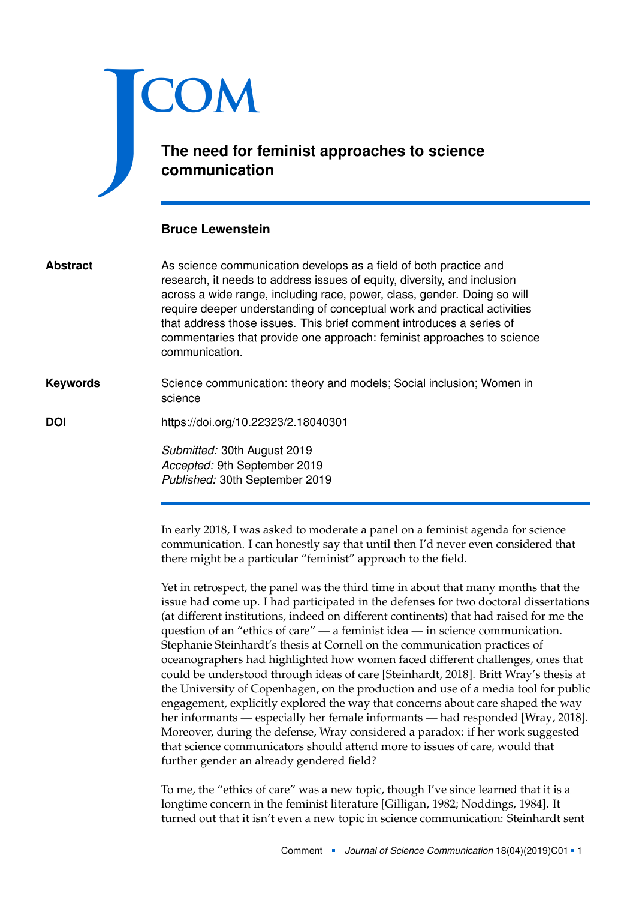# The need for feminist approaches to science communication

**Bruce Lewenstein**

**Abstract**

As science communication develops as a field of both practice and research, it needs to address issues of equity, diversity, and inclusion across a wide range, including race, power, class, gender. Doing so will require deeper understanding of conceptual work and practical activities that address those issues. This brief comment introduces a series of commentaries that provide one approach: feminist approaches to science communication.

**Keywords**

Science communication: theory and models; Social inclusion; Women in science

**DOI**

https://doi.org/10.22323/2.18040301

*Submitted:* 30th August 2019
*Accepted:* 9th September 2019
*Published:* 30th September 2019

---

In early 2018, I was asked to moderate a panel on a feminist agenda for science communication. I can honestly say that until then I'd never even considered that there might be a particular "feminist" approach to the field.

Yet in retrospect, the panel was the third time in about that many months that the issue had come up. I had participated in the defenses for two doctoral dissertations (at different institutions, indeed on different continents) that had raised for me the question of an "ethics of care" — a feminist idea — in science communication. Stephanie Steinhardt's thesis at Cornell on the communication practices of oceanographers had highlighted how women faced different challenges, ones that could be understood through ideas of care [Steinhardt, 2018]. Britt Wray's thesis at the University of Copenhagen, on the production and use of a media tool for public engagement, explicitly explored the way that concerns about care shaped the way her informants — especially her female informants — had responded [Wray, 2018]. Moreover, during the defense, Wray considered a paradox: if her work suggested that science communicators should attend more to issues of care, would that further gender an already gendered field?

To me, the "ethics of care" was a new topic, though I've since learned that it is a longtime concern in the feminist literature [Gilligan, 1982; Noddings, 1984]. It turned out that it isn't even a new topic in science communication: Steinhardt sent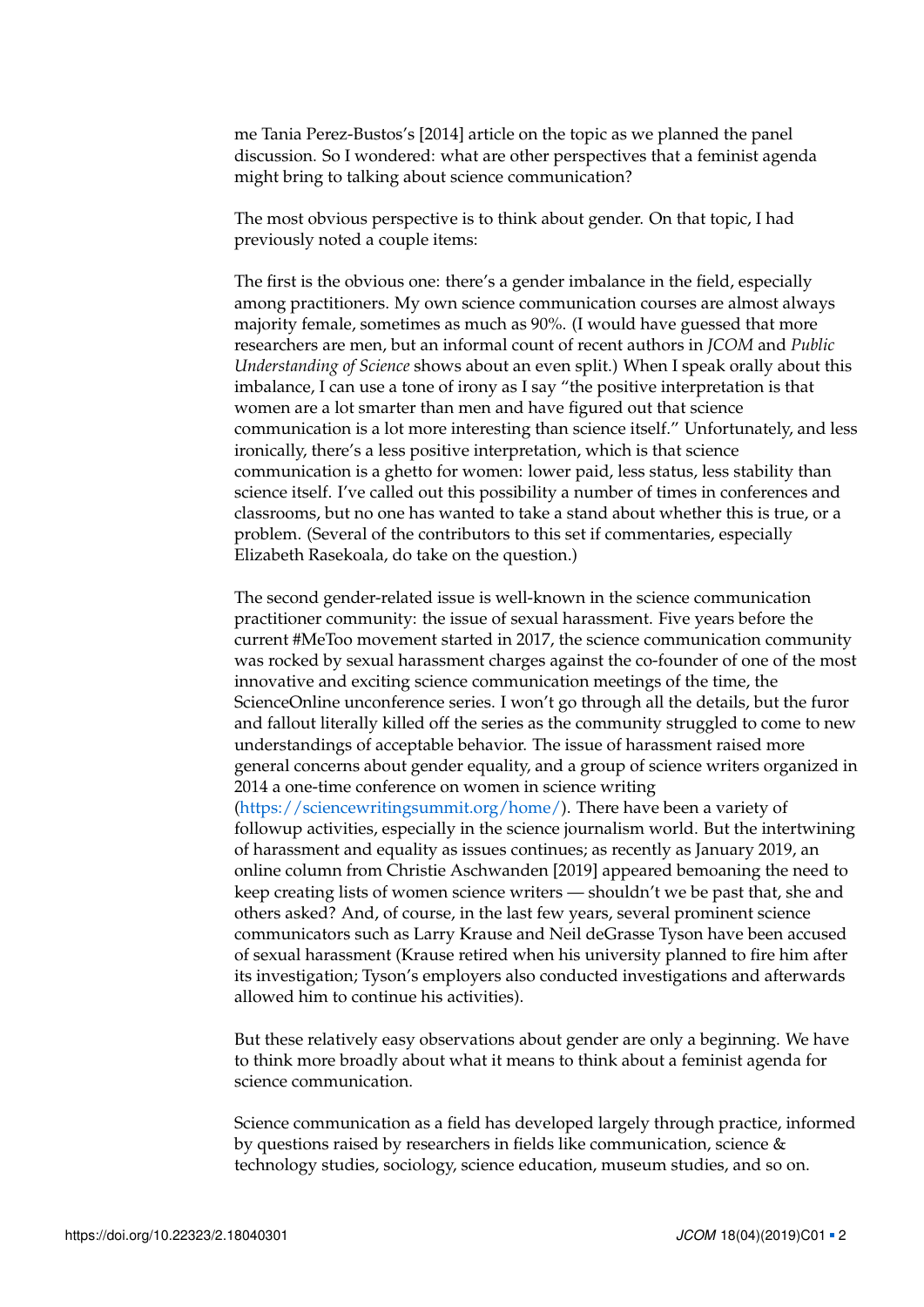me Tania Perez-Bustos's [2014] article on the topic as we planned the panel discussion. So I wondered: what are other perspectives that a feminist agenda might bring to talking about science communication?

The most obvious perspective is to think about gender. On that topic, I had previously noted a couple items:

The first is the obvious one: there's a gender imbalance in the field, especially among practitioners. My own science communication courses are almost always majority female, sometimes as much as 90%. (I would have guessed that more researchers are men, but an informal count of recent authors in *JCOM* and *Public Understanding of Science* shows about an even split.) When I speak orally about this imbalance, I can use a tone of irony as I say "the positive interpretation is that women are a lot smarter than men and have figured out that science communication is a lot more interesting than science itself." Unfortunately, and less ironically, there's a less positive interpretation, which is that science communication is a ghetto for women: lower paid, less status, less stability than science itself. I've called out this possibility a number of times in conferences and classrooms, but no one has wanted to take a stand about whether this is true, or a problem. (Several of the contributors to this set if commentaries, especially Elizabeth Rasekoala, do take on the question.)

The second gender-related issue is well-known in the science communication practitioner community: the issue of sexual harassment. Five years before the current #MeToo movement started in 2017, the science communication community was rocked by sexual harassment charges against the co-founder of one of the most innovative and exciting science communication meetings of the time, the ScienceOnline unconference series. I won't go through all the details, but the furor and fallout literally killed off the series as the community struggled to come to new understandings of acceptable behavior. The issue of harassment raised more general concerns about gender equality, and a group of science writers organized in 2014 a one-time conference on women in science writing (https://sciencewritingsummit.org/home/). There have been a variety of followup activities, especially in the science journalism world. But the intertwining of harassment and equality as issues continues; as recently as January 2019, an online column from Christie Aschwanden [2019] appeared bemoaning the need to keep creating lists of women science writers — shouldn't we be past that, she and others asked? And, of course, in the last few years, several prominent science communicators such as Larry Krause and Neil deGrasse Tyson have been accused of sexual harassment (Krause retired when his university planned to fire him after its investigation; Tyson's employers also conducted investigations and afterwards allowed him to continue his activities).

But these relatively easy observations about gender are only a beginning. We have to think more broadly about what it means to think about a feminist agenda for science communication.

Science communication as a field has developed largely through practice, informed by questions raised by researchers in fields like communication, science & technology studies, sociology, science education, museum studies, and so on.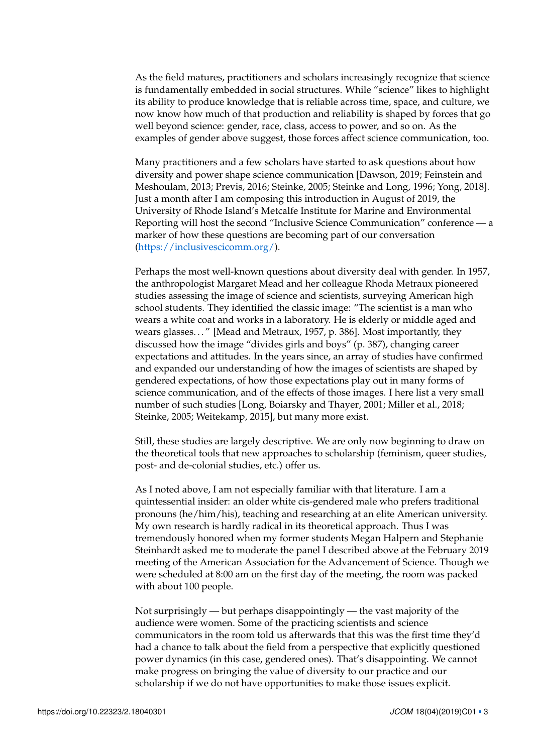As the field matures, practitioners and scholars increasingly recognize that science is fundamentally embedded in social structures. While "science" likes to highlight its ability to produce knowledge that is reliable across time, space, and culture, we now know how much of that production and reliability is shaped by forces that go well beyond science: gender, race, class, access to power, and so on. As the examples of gender above suggest, those forces affect science communication, too.

Many practitioners and a few scholars have started to ask questions about how diversity and power shape science communication [Dawson, 2019; Feinstein and Meshoulam, 2013; Previs, 2016; Steinke, 2005; Steinke and Long, 1996; Yong, 2018]. Just a month after I am composing this introduction in August of 2019, the University of Rhode Island's Metcalfe Institute for Marine and Environmental Reporting will host the second "Inclusive Science Communication" conference — a marker of how these questions are becoming part of our conversation (https://inclusivescicomm.org/).

Perhaps the most well-known questions about diversity deal with gender. In 1957, the anthropologist Margaret Mead and her colleague Rhoda Metraux pioneered studies assessing the image of science and scientists, surveying American high school students. They identified the classic image: "The scientist is a man who wears a white coat and works in a laboratory. He is elderly or middle aged and wears glasses. . . " [Mead and Metraux, 1957, p. 386]. Most importantly, they discussed how the image "divides girls and boys" (p. 387), changing career expectations and attitudes. In the years since, an array of studies have confirmed and expanded our understanding of how the images of scientists are shaped by gendered expectations, of how those expectations play out in many forms of science communication, and of the effects of those images. I here list a very small number of such studies [Long, Boiarsky and Thayer, 2001; Miller et al., 2018; Steinke, 2005; Weitekamp, 2015], but many more exist.

Still, these studies are largely descriptive. We are only now beginning to draw on the theoretical tools that new approaches to scholarship (feminism, queer studies, post- and de-colonial studies, etc.) offer us.

As I noted above, I am not especially familiar with that literature. I am a quintessential insider: an older white cis-gendered male who prefers traditional pronouns (he/him/his), teaching and researching at an elite American university. My own research is hardly radical in its theoretical approach. Thus I was tremendously honored when my former students Megan Halpern and Stephanie Steinhardt asked me to moderate the panel I described above at the February 2019 meeting of the American Association for the Advancement of Science. Though we were scheduled at 8:00 am on the first day of the meeting, the room was packed with about 100 people.

Not surprisingly — but perhaps disappointingly — the vast majority of the audience were women. Some of the practicing scientists and science communicators in the room told us afterwards that this was the first time they'd had a chance to talk about the field from a perspective that explicitly questioned power dynamics (in this case, gendered ones). That's disappointing. We cannot make progress on bringing the value of diversity to our practice and our scholarship if we do not have opportunities to make those issues explicit.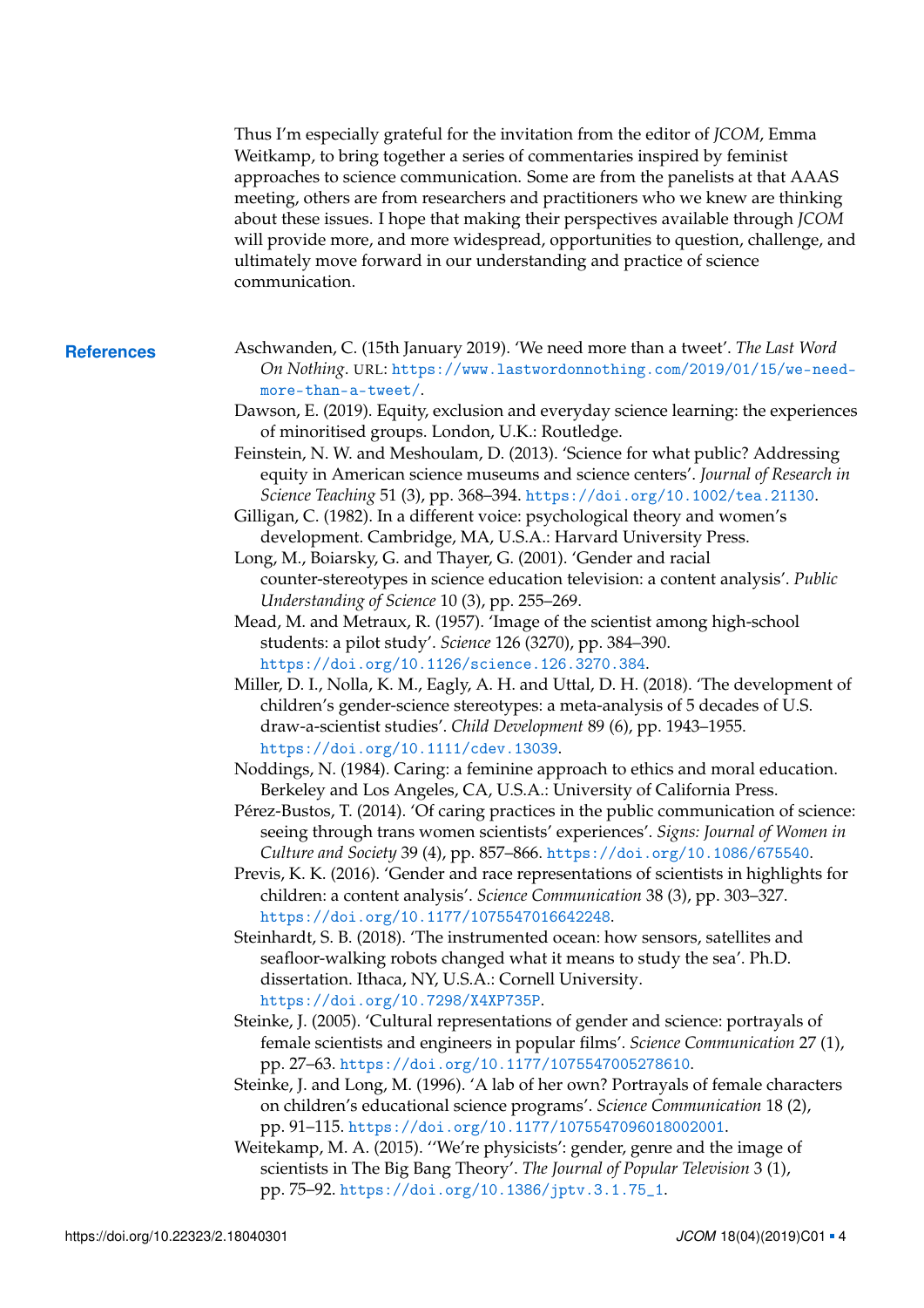Thus I'm especially grateful for the invitation from the editor of *JCOM*, Emma Weitkamp, to bring together a series of commentaries inspired by feminist approaches to science communication. Some are from the panelists at that AAAS meeting, others are from researchers and practitioners who we knew are thinking about these issues. I hope that making their perspectives available through *JCOM* will provide more, and more widespread, opportunities to question, challenge, and ultimately move forward in our understanding and practice of science communication.

## References

Aschwanden, C. (15th January 2019). 'We need more than a tweet'. *The Last Word On Nothing*. URL: https://www.lastwordonnothing.com/2019/01/15/we-need-more-than-a-tweet/.

Dawson, E. (2019). Equity, exclusion and everyday science learning: the experiences of minoritised groups. London, U.K.: Routledge.

Feinstein, N. W. and Meshoulam, D. (2013). 'Science for what public? Addressing equity in American science museums and science centers'. *Journal of Research in Science Teaching* 51 (3), pp. 368–394. https://doi.org/10.1002/tea.21130.

Gilligan, C. (1982). In a different voice: psychological theory and women's development. Cambridge, MA, U.S.A.: Harvard University Press.

Long, M., Boiarsky, G. and Thayer, G. (2001). 'Gender and racial counter-stereotypes in science education television: a content analysis'. *Public Understanding of Science* 10 (3), pp. 255–269.

Mead, M. and Metraux, R. (1957). 'Image of the scientist among high-school students: a pilot study'. *Science* 126 (3270), pp. 384–390. https://doi.org/10.1126/science.126.3270.384.

Miller, D. I., Nolla, K. M., Eagly, A. H. and Uttal, D. H. (2018). 'The development of children's gender-science stereotypes: a meta-analysis of 5 decades of U.S. draw-a-scientist studies'. *Child Development* 89 (6), pp. 1943–1955. https://doi.org/10.1111/cdev.13039.

Noddings, N. (1984). Caring: a feminine approach to ethics and moral education. Berkeley and Los Angeles, CA, U.S.A.: University of California Press.

Pérez-Bustos, T. (2014). 'Of caring practices in the public communication of science: seeing through trans women scientists' experiences'. *Signs: Journal of Women in Culture and Society* 39 (4), pp. 857–866. https://doi.org/10.1086/675540.

Previs, K. K. (2016). 'Gender and race representations of scientists in highlights for children: a content analysis'. *Science Communication* 38 (3), pp. 303–327. https://doi.org/10.1177/1075547016642248.

Steinhardt, S. B. (2018). 'The instrumented ocean: how sensors, satellites and seafloor-walking robots changed what it means to study the sea'. Ph.D. dissertation. Ithaca, NY, U.S.A.: Cornell University. https://doi.org/10.7298/X4XP735P.

Steinke, J. (2005). 'Cultural representations of gender and science: portrayals of female scientists and engineers in popular films'. *Science Communication* 27 (1), pp. 27–63. https://doi.org/10.1177/1075547005278610.

Steinke, J. and Long, M. (1996). 'A lab of her own? Portrayals of female characters on children's educational science programs'. *Science Communication* 18 (2), pp. 91–115. https://doi.org/10.1177/1075547096018002001.

Weitekamp, M. A. (2015). ''We're physicists': gender, genre and the image of scientists in The Big Bang Theory'. *The Journal of Popular Television* 3 (1), pp. 75–92. https://doi.org/10.1386/jptv.3.1.75_1.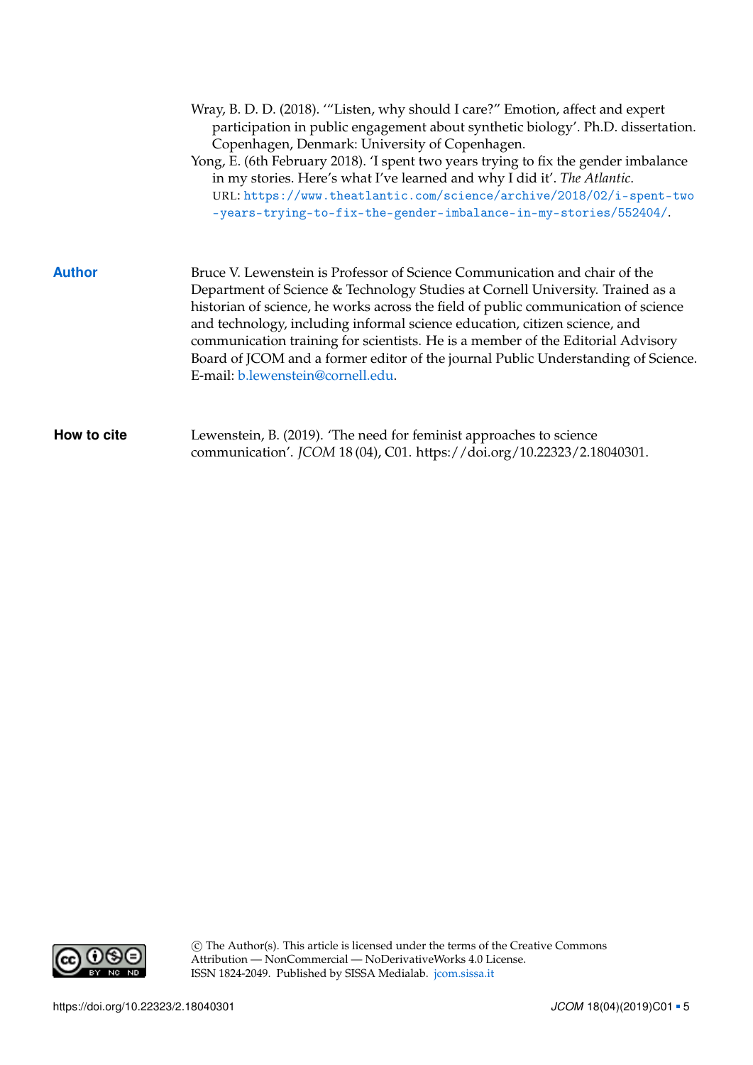Wray, B. D. D. (2018). '"Listen, why should I care?" Emotion, affect and expert participation in public engagement about synthetic biology'. Ph.D. dissertation. Copenhagen, Denmark: University of Copenhagen.

Yong, E. (6th February 2018). 'I spent two years trying to fix the gender imbalance in my stories. Here's what I've learned and why I did it'. *The Atlantic*. URL: https://www.theatlantic.com/science/archive/2018/02/i-spent-two-years-trying-to-fix-the-gender-imbalance-in-my-stories/552404/.

## Author

Bruce V. Lewenstein is Professor of Science Communication and chair of the Department of Science & Technology Studies at Cornell University. Trained as a historian of science, he works across the field of public communication of science and technology, including informal science education, citizen science, and communication training for scientists. He is a member of the Editorial Advisory Board of JCOM and a former editor of the journal Public Understanding of Science. E-mail: b.lewenstein@cornell.edu.

## How to cite

Lewenstein, B. (2019). 'The need for feminist approaches to science communication'. *JCOM* 18 (04), C01. https://doi.org/10.22323/2.18040301.

© The Author(s). This article is licensed under the terms of the Creative Commons Attribution — NonCommercial — NoDerivativeWorks 4.0 License.
ISSN 1824-2049. Published by SISSA Medialab. jcom.sissa.it